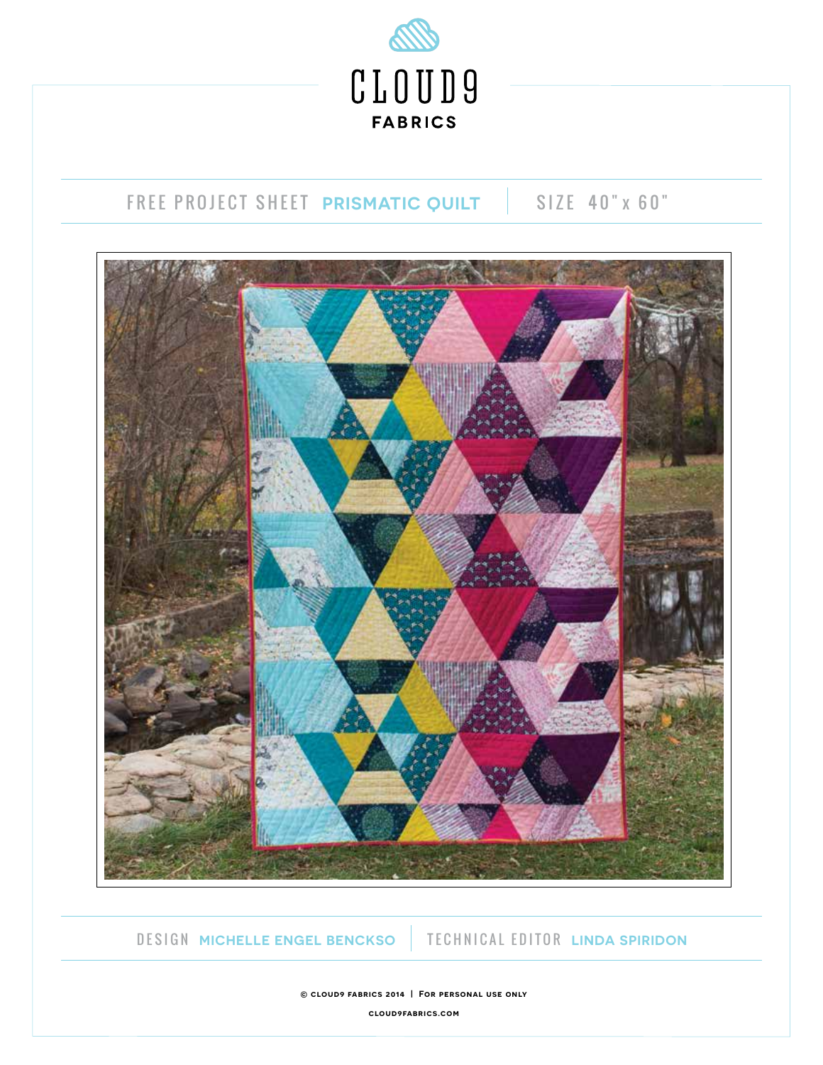# CLOUD9 FABRICS

FREE PROJECT SHEET **PRISMATIC QUILT** | SIZE 40" x 60"

DESIGN **MICHELLE ENGEL BENCKSO** | TECHNICAL EDITOR **LINDA SPIRIDON**

© CLOUD9 FABRICS 2014 | FOR PERSONAL USE ONLY

CLOUD9FABRICS.COM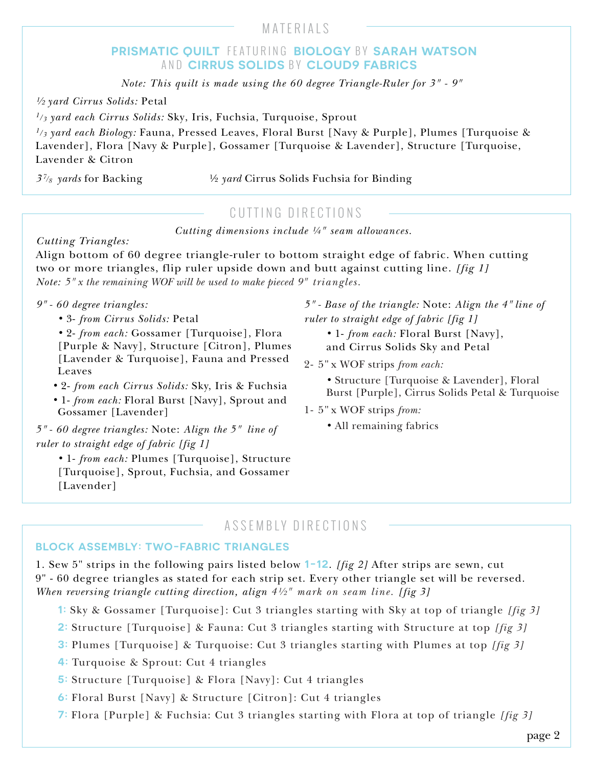## MATERIALS

### PRISMATIC QUILT FEATURING BIOLOGY BY SARAH WATSON AND CIRRUS SOLIDS BY CLOUD9 FABRICS

*Note: This quilt is made using the 60 degree Triangle-Ruler for 3" - 9"*

*½ yard Cirrus Solids:* Petal

*1/3 yard each Cirrus Solids:* Sky, Iris, Fuchsia, Turquoise, Sprout

*1/3 yard each Biology:* Fauna, Pressed Leaves, Floral Burst [Navy & Purple], Plumes [Turquoise & Lavender], Flora [Navy & Purple], Gossamer [Turquoise & Lavender], Structure [Turquoise, Lavender & Citron]

*3 7/8 yards* for Backing

*½ yard* Cirrus Solids Fuchsia for Binding

## CUTTING DIRECTIONS

*Cutting dimensions include ¼" seam allowances.*

*Cutting Triangles:*

Align bottom of 60 degree triangle-ruler to bottom straight edge of fabric. When cutting two or more triangles, flip ruler upside down and butt against cutting line. *[fig 1]*

*Note: 5" x the remaining WOF will be used to make pieced 9" triangles.*

*9" - 60 degree triangles:*

- 3- *from Cirrus Solids:* Petal
- 2- *from each:* Gossamer [Turquoise], Flora [Purple & Navy], Structure [Citron], Plumes [Lavender & Turquoise], Fauna and Pressed Leaves
- 2- *from each Cirrus Solids:* Sky, Iris & Fuchsia
- 1- *from each:* Floral Burst [Navy], Sprout and Gossamer [Lavender]

*5" - 60 degree triangles:* Note: *Align the 5" line of ruler to straight edge of fabric [fig 1]*

- 1- *from each:* Plumes [Turquoise], Structure [Turquoise], Sprout, Fuchsia, and Gossamer [Lavender]

*5" - Base of the triangle:* Note: *Align the 4" line of ruler to straight edge of fabric [fig 1]*

- 1- *from each:* Floral Burst [Navy], and Cirrus Solids Sky and Petal

2- 5" x WOF strips *from each:*

- Structure [Turquoise & Lavender], Floral Burst [Purple], Cirrus Solids Petal & Turquoise

1- 5" x WOF strips *from:*

- All remaining fabrics

## ASSEMBLY DIRECTIONS

### BLOCK ASSEMBLY: TWO-FABRIC TRIANGLES

1. Sew 5" strips in the following pairs listed below **1-12**. *[fig 2]* After strips are sewn, cut 9" - 60 degree triangles as stated for each strip set. Every other triangle set will be reversed. *When reversing triangle cutting direction, align 4½" mark on seam line. [fig 3]*

**1:** Sky & Gossamer [Turquoise]: Cut 3 triangles starting with Sky at top of triangle *[fig 3]*

**2:** Structure [Turquoise] & Fauna: Cut 3 triangles starting with Structure at top *[fig 3]*

**3:** Plumes [Turquoise] & Turquoise: Cut 3 triangles starting with Plumes at top *[fig 3]*

**4:** Turquoise & Sprout: Cut 4 triangles

**5:** Structure [Turquoise] & Flora [Navy]: Cut 4 triangles

**6:** Floral Burst [Navy] & Structure [Citron]: Cut 4 triangles

**7:** Flora [Purple] & Fuchsia: Cut 3 triangles starting with Flora at top of triangle *[fig 3]*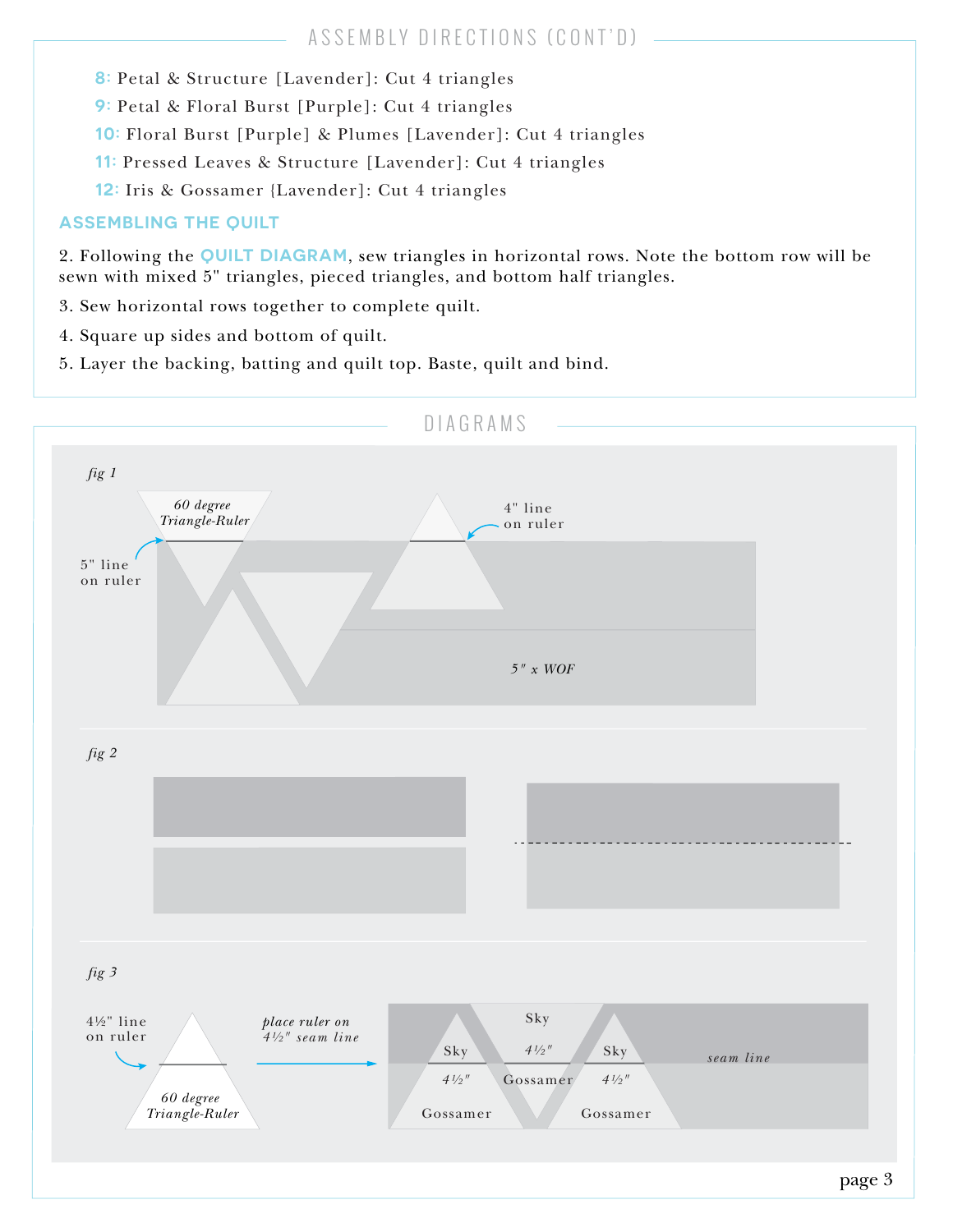## ASSEMBLY DIRECTIONS (CONT'D)

**8:** Petal & Structure [Lavender]: Cut 4 triangles

**9:** Petal & Floral Burst [Purple]: Cut 4 triangles

**10:** Floral Burst [Purple] & Plumes [Lavender]: Cut 4 triangles

**11:** Pressed Leaves & Structure [Lavender]: Cut 4 triangles

**12:** Iris & Gossamer {Lavender]: Cut 4 triangles

### ASSEMBLING THE QUILT

2. Following the **QUILT DIAGRAM**, sew triangles in horizontal rows. Note the bottom row will be sewn with mixed 5" triangles, pieced triangles, and bottom half triangles.

3. Sew horizontal rows together to complete quilt.

4. Square up sides and bottom of quilt.

5. Layer the backing, batting and quilt top. Baste, quilt and bind.

## DIAGRAMS

*fig 1*

*60 degree Triangle-Ruler*

5" line on ruler

4" line on ruler

*5" x WOF*

*fig 2*

*fig 3*

4½" line on ruler

*60 degree Triangle-Ruler*

*place ruler on 4½" seam line*

Sky

Sky

Sky

*4½"*

*4½"*

*4½"*

Gossamer

Gossamer

Gossamer

*seam line*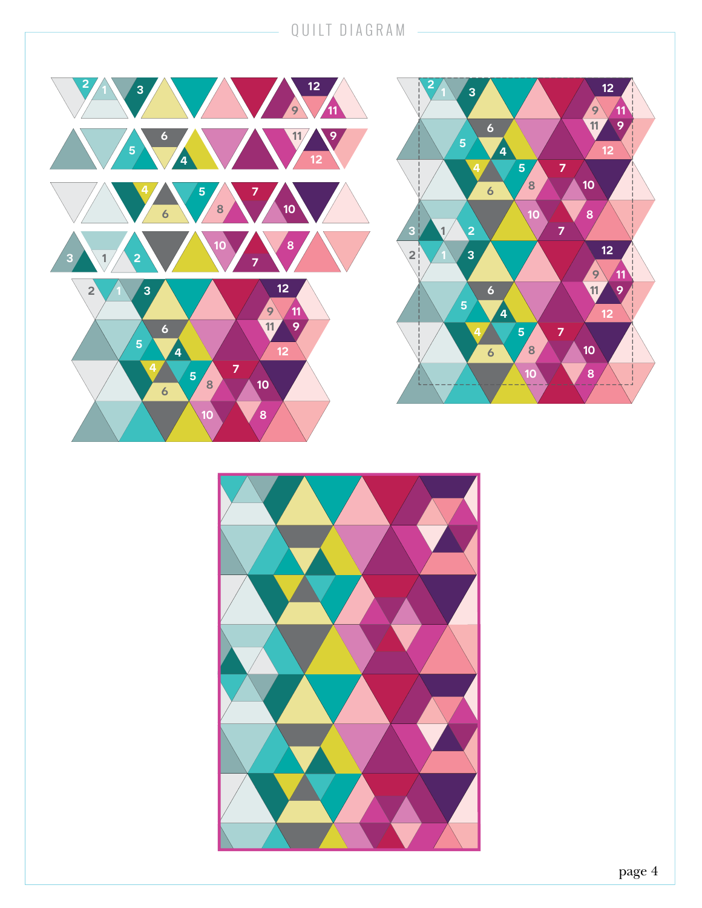# QUILT DIAGRAM